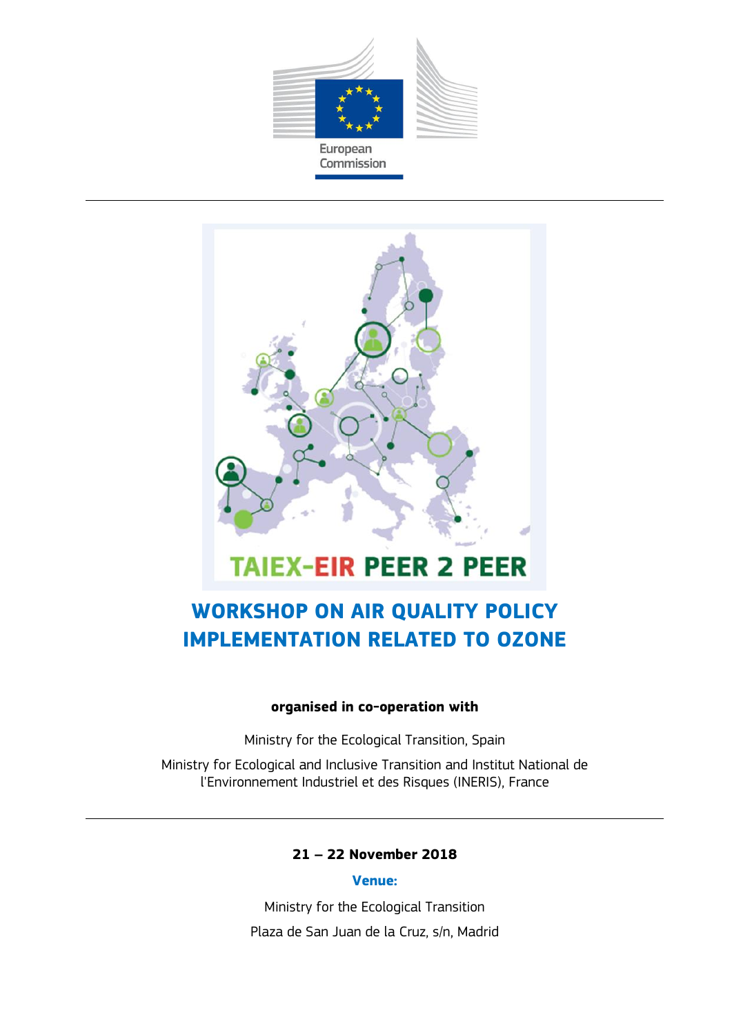European Commission

TAIEX-EIR PEER 2 PEER

# WORKSHOP ON AIR QUALITY POLICY IMPLEMENTATION RELATED TO OZONE

**organised in co-operation with**

Ministry for the Ecological Transition, Spain

Ministry for Ecological and Inclusive Transition and Institut National de l'Environnement Industriel et des Risques (INERIS), France

**21 – 22 November 2018**

**Venue:**

Ministry for the Ecological Transition

Plaza de San Juan de la Cruz, s/n, Madrid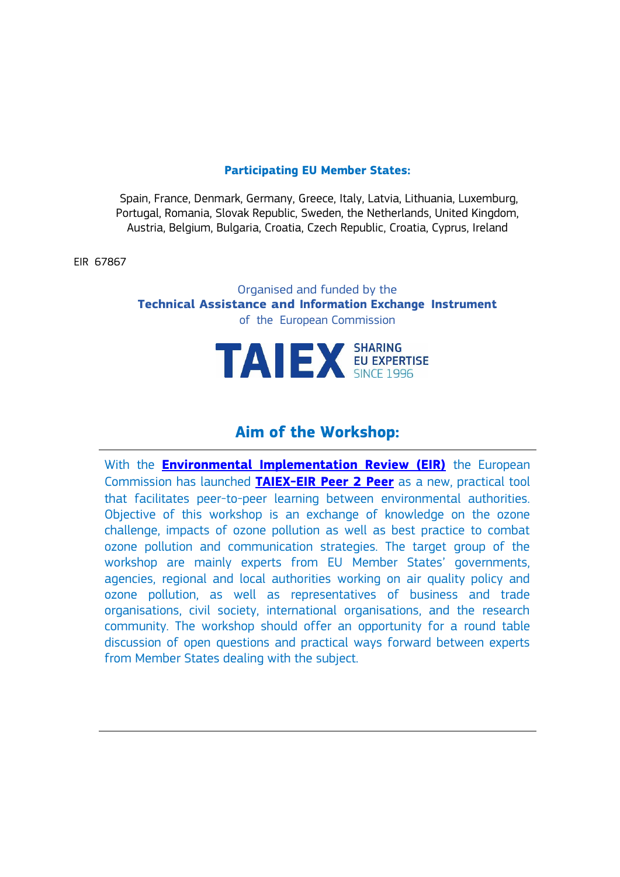**Participating EU Member States:**

Spain, France, Denmark, Germany, Greece, Italy, Latvia, Lithuania, Luxemburg, Portugal, Romania, Slovak Republic, Sweden, the Netherlands, United Kingdom, Austria, Belgium, Bulgaria, Croatia, Czech Republic, Croatia, Cyprus, Ireland

EIR 67867

Organised and funded by the
**Technical Assistance and Information Exchange Instrument**
of the European Commission

**TAIEX** SHARING EU EXPERTISE SINCE 1996

## Aim of the Workshop:

With the **Environmental Implementation Review (EIR)** the European Commission has launched **TAIEX-EIR Peer 2 Peer** as a new, practical tool that facilitates peer-to-peer learning between environmental authorities. Objective of this workshop is an exchange of knowledge on the ozone challenge, impacts of ozone pollution as well as best practice to combat ozone pollution and communication strategies. The target group of the workshop are mainly experts from EU Member States' governments, agencies, regional and local authorities working on air quality policy and ozone pollution, as well as representatives of business and trade organisations, civil society, international organisations, and the research community. The workshop should offer an opportunity for a round table discussion of open questions and practical ways forward between experts from Member States dealing with the subject.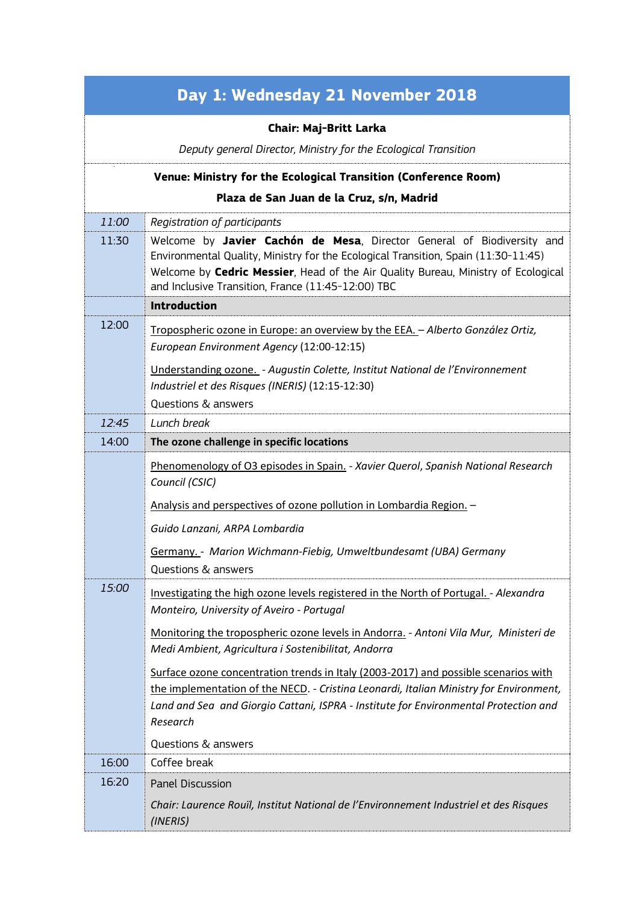## Day 1: Wednesday 21 November 2018

**Chair: Maj-Britt Larka**

*Deputy general Director, Ministry for the Ecological Transition*

**Venue: Ministry for the Ecological Transition (Conference Room)**

**Plaza de San Juan de la Cruz, s/n, Madrid**

| Time | Programme |
|---|---|
| *11:00* | *Registration of participants* |
| 11:30 | Welcome by **Javier Cachón de Mesa**, Director General of Biodiversity and Environmental Quality, Ministry for the Ecological Transition, Spain (11:30-11:45)<br>Welcome by **Cedric Messier**, Head of the Air Quality Bureau, Ministry of Ecological and Inclusive Transition, France (11:45-12:00) TBC |
| | **Introduction** |
| 12:00 | Tropospheric ozone in Europe: an overview by the EEA. – *Alberto González Ortiz, European Environment Agency* (12:00-12:15)<br><br>Understanding ozone. - *Augustin Colette, Institut National de l'Environnement Industriel et des Risques (INERIS)* (12:15-12:30)<br><br>Questions & answers |
| *12:45* | *Lunch break* |
| 14:00 | **The ozone challenge in specific locations** |
| | Phenomenology of O3 episodes in Spain. - *Xavier Querol, Spanish National Research Council (CSIC)*<br><br>Analysis and perspectives of ozone pollution in Lombardia Region. –<br><br>*Guido Lanzani, ARPA Lombardia*<br><br>Germany. - *Marion Wichmann-Fiebig, Umweltbundesamt (UBA) Germany*<br><br>Questions & answers |
| *15:00* | Investigating the high ozone levels registered in the North of Portugal. - *Alexandra Monteiro, University of Aveiro - Portugal*<br><br>Monitoring the tropospheric ozone levels in Andorra. - *Antoni Vila Mur, Ministeri de Medi Ambient, Agricultura i Sostenibilitat, Andorra*<br><br>Surface ozone concentration trends in Italy (2003-2017) and possible scenarios with the implementation of the NECD. - *Cristina Leonardi, Italian Ministry for Environment, Land and Sea and Giorgio Cattani, ISPRA - Institute for Environmental Protection and Research*<br><br>Questions & answers |
| 16:00 | Coffee break |
| 16:20 | Panel Discussion<br><br>*Chair: Laurence Rouïl, Institut National de l'Environnement Industriel et des Risques (INERIS)* |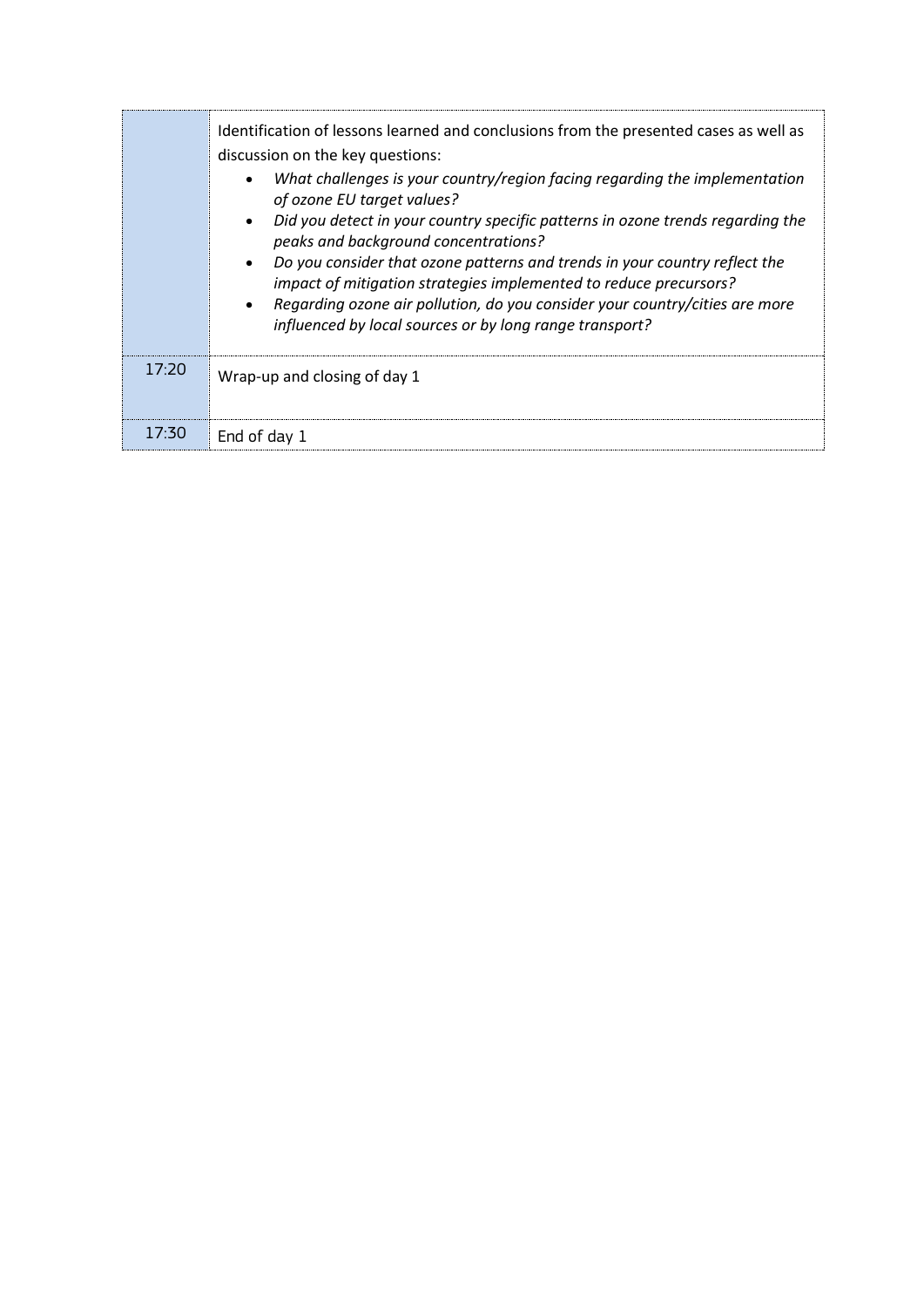| | |
|---|---|
| | Identification of lessons learned and conclusions from the presented cases as well as discussion on the key questions:<br>• *What challenges is your country/region facing regarding the implementation of ozone EU target values?*<br>• *Did you detect in your country specific patterns in ozone trends regarding the peaks and background concentrations?*<br>• *Do you consider that ozone patterns and trends in your country reflect the impact of mitigation strategies implemented to reduce precursors?*<br>• *Regarding ozone air pollution, do you consider your country/cities are more influenced by local sources or by long range transport?* |
| 17:20 | Wrap-up and closing of day 1 |
| 17:30 | End of day 1 |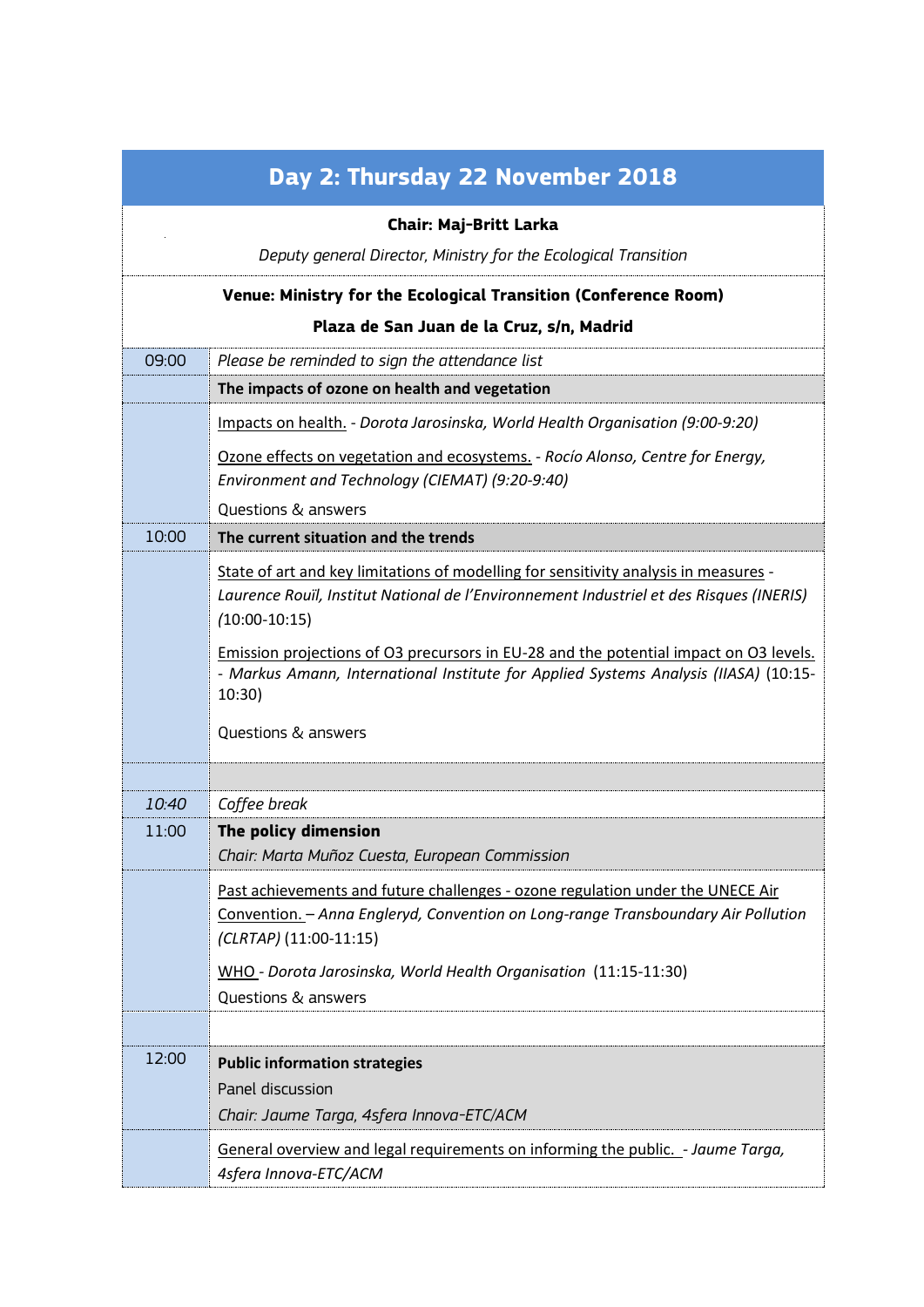| Day 2: Thursday 22 November 2018 | |
|---|---|
| | **Chair: Maj-Britt Larka**<br>*Deputy general Director, Ministry for the Ecological Transition* |
| | **Venue: Ministry for the Ecological Transition (Conference Room)**<br>**Plaza de San Juan de la Cruz, s/n, Madrid** |
| 09:00 | *Please be reminded to sign the attendance list* |
| | **The impacts of ozone on health and vegetation** |
| | Impacts on health. - *Dorota Jarosinska, World Health Organisation (9:00-9:20)*<br><br>Ozone effects on vegetation and ecosystems. - *Rocío Alonso, Centre for Energy, Environment and Technology (CIEMAT) (9:20-9:40)*<br><br>Questions & answers |
| 10:00 | **The current situation and the trends** |
| | State of art and key limitations of modelling for sensitivity analysis in measures - *Laurence Rouïl, Institut National de l'Environnement Industriel et des Risques (INERIS) (*10:00-10:15)<br><br>Emission projections of O3 precursors in EU-28 and the potential impact on O3 levels. - *Markus Amann, International Institute for Applied Systems Analysis (IIASA)* (10:15-10:30)<br><br>Questions & answers |
| | |
| *10:40* | *Coffee break* |
| 11:00 | **The policy dimension**<br>*Chair: Marta Muñoz Cuesta, European Commission* |
| | Past achievements and future challenges - ozone regulation under the UNECE Air Convention. – *Anna Engleryd, Convention on Long-range Transboundary Air Pollution (CLRTAP)* (11:00-11:15)<br><br>WHO - *Dorota Jarosinska, World Health Organisation* (11:15-11:30)<br><br>Questions & answers |
| | |
| 12:00 | **Public information strategies**<br>Panel discussion<br>*Chair: Jaume Targa, 4sfera Innova-ETC/ACM* |
| | General overview and legal requirements on informing the public. - *Jaume Targa, 4sfera Innova-ETC/ACM* |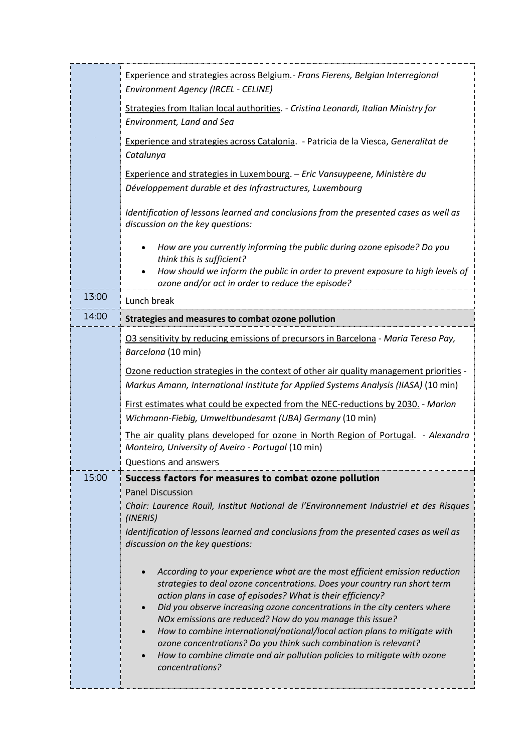| | |
|---|---|
| | Experience and strategies across Belgium.- *Frans Fierens, Belgian Interregional Environment Agency (IRCEL - CELINE)*<br><br>Strategies from Italian local authorities. - *Cristina Leonardi, Italian Ministry for Environment, Land and Sea*<br><br>Experience and strategies across Catalonia. - Patricia de la Viesca, *Generalitat de Catalunya*<br><br>Experience and strategies in Luxembourg. – *Eric Vansuypeene, Ministère du Développement durable et des Infrastructures, Luxembourg*<br><br>*Identification of lessons learned and conclusions from the presented cases as well as discussion on the key questions:*<br><br>• *How are you currently informing the public during ozone episode? Do you think this is sufficient?*<br>• *How should we inform the public in order to prevent exposure to high levels of ozone and/or act in order to reduce the episode?* |
| 13:00 | Lunch break |
| 14:00 | **Strategies and measures to combat ozone pollution** |
| | O3 sensitivity by reducing emissions of precursors in Barcelona - *Maria Teresa Pay, Barcelona* (10 min)<br><br>Ozone reduction strategies in the context of other air quality management priorities - *Markus Amann, International Institute for Applied Systems Analysis (IIASA)* (10 min)<br><br>First estimates what could be expected from the NEC-reductions by 2030. - *Marion Wichmann-Fiebig, Umweltbundesamt (UBA) Germany* (10 min)<br><br>The air quality plans developed for ozone in North Region of Portugal. - *Alexandra Monteiro, University of Aveiro - Portugal* (10 min)<br><br>Questions and answers |
| 15:00 | **Success factors for measures to combat ozone pollution**<br><br>Panel Discussion<br><br>*Chair: Laurence Rouïl, Institut National de l'Environnement Industriel et des Risques (INERIS)*<br><br>*Identification of lessons learned and conclusions from the presented cases as well as discussion on the key questions:*<br><br>• *According to your experience what are the most efficient emission reduction strategies to deal ozone concentrations. Does your country run short term action plans in case of episodes? What is their efficiency?*<br>• *Did you observe increasing ozone concentrations in the city centers where NOx emissions are reduced? How do you manage this issue?*<br>• *How to combine international/national/local action plans to mitigate with ozone concentrations? Do you think such combination is relevant?*<br>• *How to combine climate and air pollution policies to mitigate with ozone concentrations?* |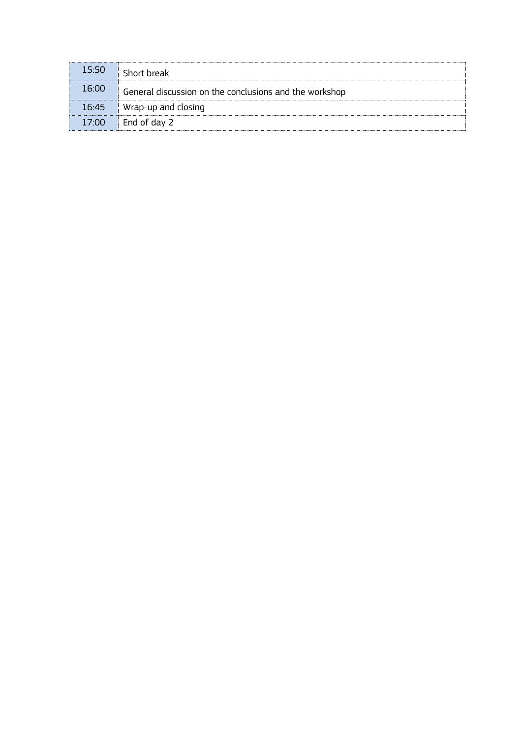| | |
|---|---|
| 15:50 | Short break |
| 16:00 | General discussion on the conclusions and the workshop |
| 16:45 | Wrap-up and closing |
| 17:00 | End of day 2 |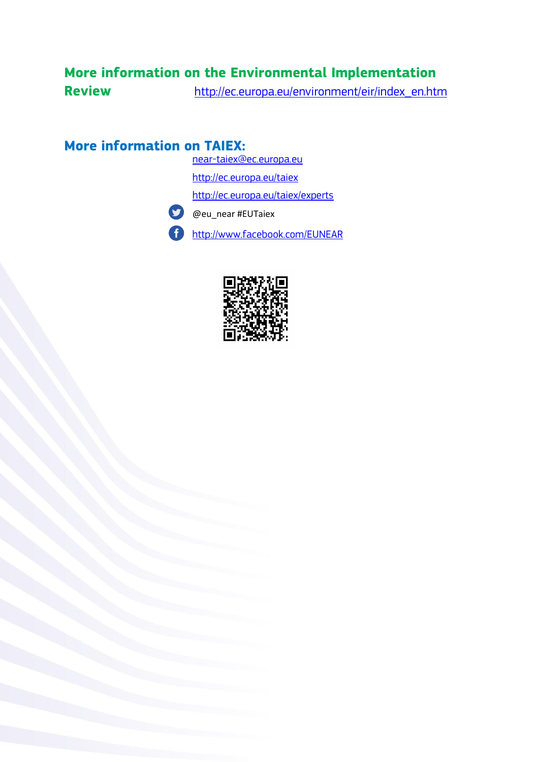## More information on the Environmental Implementation Review

http://ec.europa.eu/environment/eir/index_en.htm

## More information on TAIEX:

near-taiex@ec.europa.eu

http://ec.europa.eu/taiex

http://ec.europa.eu/taiex/experts

@eu_near #EUTaiex

http://www.facebook.com/EUNEAR